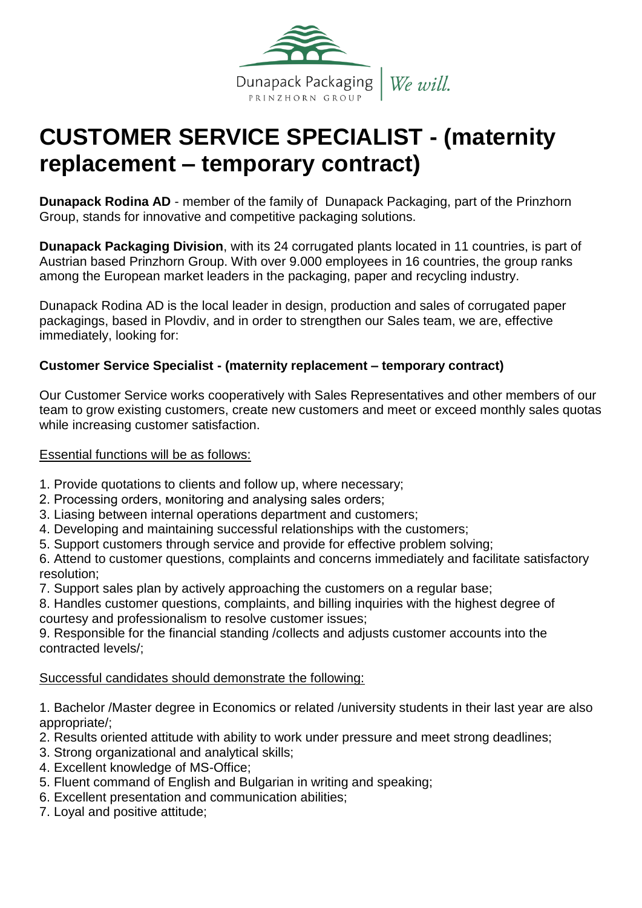Dunapack Packaging | We will.
PRINZHORN GROUP

# CUSTOMER SERVICE SPECIALIST - (maternity replacement – temporary contract)

**Dunapack Rodina AD** - member of the family of  Dunapack Packaging, part of the Prinzhorn Group, stands for innovative and competitive packaging solutions.

**Dunapack Packaging Division**, with its 24 corrugated plants located in 11 countries, is part of Austrian based Prinzhorn Group. With over 9.000 employees in 16 countries, the group ranks among the European market leaders in the packaging, paper and recycling industry.

Dunapack Rodina AD is the local leader in design, production and sales of corrugated paper packagings, based in Plovdiv, and in order to strengthen our Sales team, we are, effective immediately, looking for:

**Customer Service Specialist - (maternity replacement – temporary contract)**

Our Customer Service works cooperatively with Sales Representatives and other members of our team to grow existing customers, create new customers and meet or exceed monthly sales quotas while increasing customer satisfaction.

<u>Essential functions will be as follows:</u>

1. Provide quotations to clients and follow up, where necessary;
2. Processing orders, мonitoring and analysing sales orders;
3. Liasing between internal operations department and customers;
4. Developing and maintaining successful relationships with the customers;
5. Support customers through service and provide for effective problem solving;
6. Attend to customer questions, complaints and concerns immediately and facilitate satisfactory resolution;
7. Support sales plan by actively approaching the customers on a regular base;
8. Handles customer questions, complaints, and billing inquiries with the highest degree of courtesy and professionalism to resolve customer issues;
9. Responsible for the financial standing /collects and adjusts customer accounts into the contracted levels/;

<u>Successful candidates should demonstrate the following:</u>

1. Bachelor /Master degree in Economics or related /university students in their last year are also appropriate/;
2. Results oriented attitude with ability to work under pressure and meet strong deadlines;
3. Strong organizational and analytical skills;
4. Excellent knowledge of MS-Office;
5. Fluent command of English and Bulgarian in writing and speaking;
6. Excellent presentation and communication abilities;
7. Loyal and positive attitude;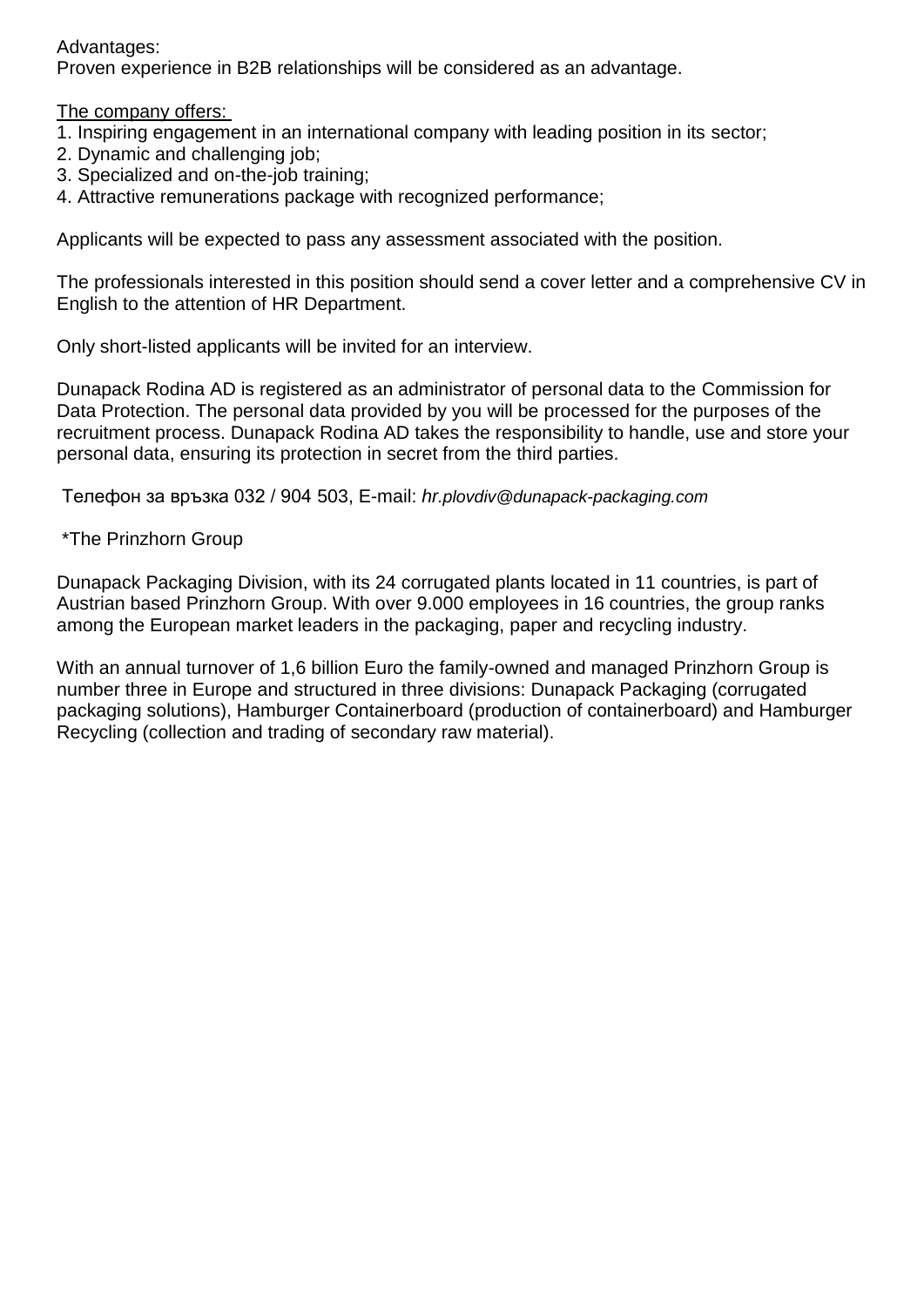Advantages:
Proven experience in B2B relationships will be considered as an advantage.

The company offers:
1. Inspiring engagement in an international company with leading position in its sector;
2. Dynamic and challenging job;
3. Specialized and on-the-job training;
4. Attractive remunerations package with recognized performance;

Applicants will be expected to pass any assessment associated with the position.

The professionals interested in this position should send a cover letter and a comprehensive CV in English to the attention of HR Department.

Only short-listed applicants will be invited for an interview.

Dunapack Rodina AD is registered as an administrator of personal data to the Commission for Data Protection. The personal data provided by you will be processed for the purposes of the recruitment process. Dunapack Rodina AD takes the responsibility to handle, use and store your personal data, ensuring its protection in secret from the third parties.

Телефон за връзка 032 / 904 503, E-mail: *hr.plovdiv@dunapack-packaging.com*

*The Prinzhorn Group

Dunapack Packaging Division, with its 24 corrugated plants located in 11 countries, is part of Austrian based Prinzhorn Group. With over 9.000 employees in 16 countries, the group ranks among the European market leaders in the packaging, paper and recycling industry.

With an annual turnover of 1,6 billion Euro the family-owned and managed Prinzhorn Group is number three in Europe and structured in three divisions: Dunapack Packaging (corrugated packaging solutions), Hamburger Containerboard (production of containerboard) and Hamburger Recycling (collection and trading of secondary raw material).